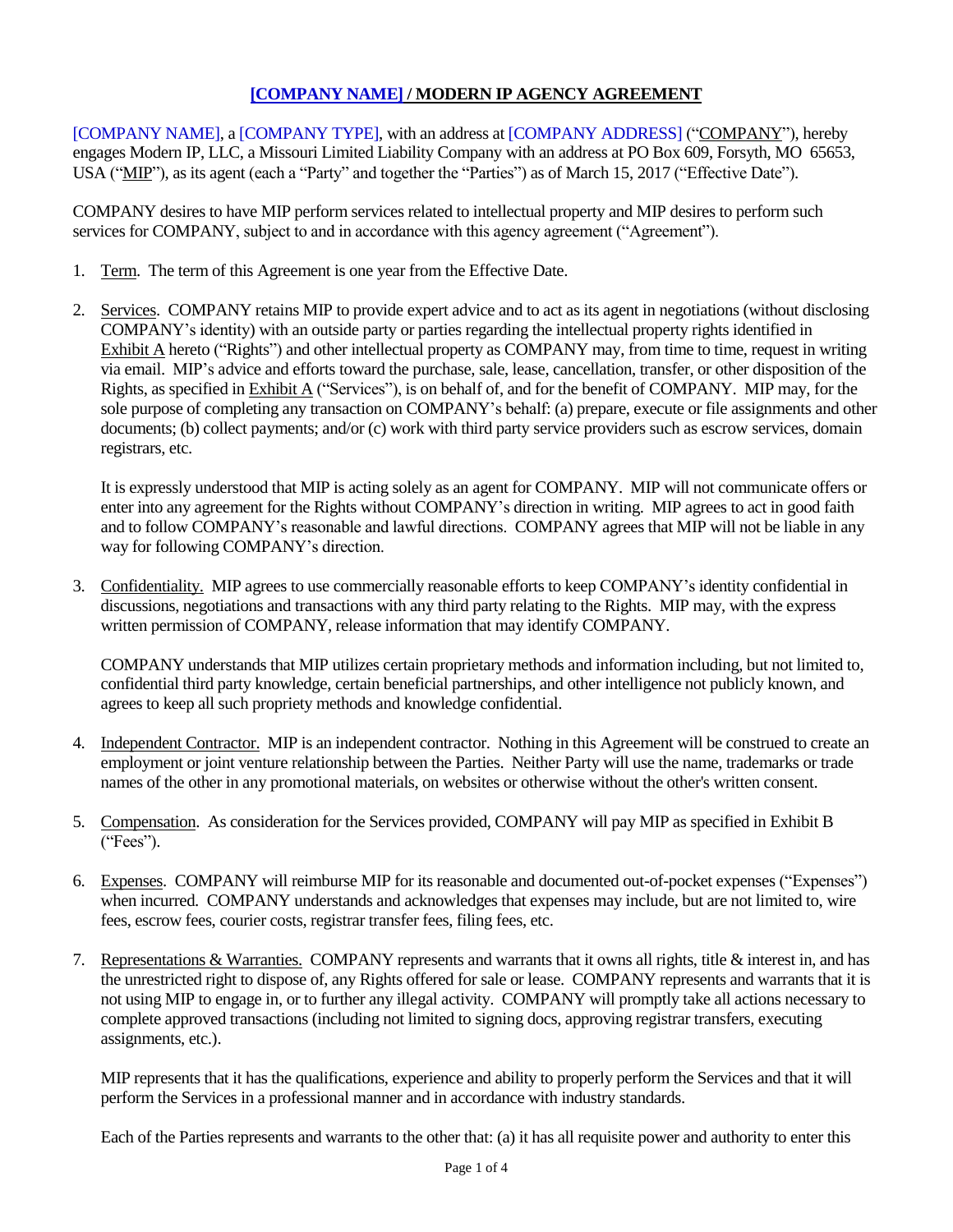# [COMPANY NAME] / MODERN IP AGENCY AGREEMENT

[COMPANY NAME], a [COMPANY TYPE], with an address at [COMPANY ADDRESS] ("COMPANY"), hereby engages Modern IP, LLC, a Missouri Limited Liability Company with an address at PO Box 609, Forsyth, MO 65653, USA ("MIP"), as its agent (each a "Party" and together the "Parties") as of March 15, 2017 ("Effective Date").

COMPANY desires to have MIP perform services related to intellectual property and MIP desires to perform such services for COMPANY, subject to and in accordance with this agency agreement ("Agreement").

1. Term. The term of this Agreement is one year from the Effective Date.

2. Services. COMPANY retains MIP to provide expert advice and to act as its agent in negotiations (without disclosing COMPANY's identity) with an outside party or parties regarding the intellectual property rights identified in Exhibit A hereto ("Rights") and other intellectual property as COMPANY may, from time to time, request in writing via email. MIP's advice and efforts toward the purchase, sale, lease, cancellation, transfer, or other disposition of the Rights, as specified in Exhibit A ("Services"), is on behalf of, and for the benefit of COMPANY. MIP may, for the sole purpose of completing any transaction on COMPANY's behalf: (a) prepare, execute or file assignments and other documents; (b) collect payments; and/or (c) work with third party service providers such as escrow services, domain registrars, etc.

   It is expressly understood that MIP is acting solely as an agent for COMPANY. MIP will not communicate offers or enter into any agreement for the Rights without COMPANY's direction in writing. MIP agrees to act in good faith and to follow COMPANY's reasonable and lawful directions. COMPANY agrees that MIP will not be liable in any way for following COMPANY's direction.

3. Confidentiality. MIP agrees to use commercially reasonable efforts to keep COMPANY's identity confidential in discussions, negotiations and transactions with any third party relating to the Rights. MIP may, with the express written permission of COMPANY, release information that may identify COMPANY.

   COMPANY understands that MIP utilizes certain proprietary methods and information including, but not limited to, confidential third party knowledge, certain beneficial partnerships, and other intelligence not publicly known, and agrees to keep all such propriety methods and knowledge confidential.

4. Independent Contractor. MIP is an independent contractor. Nothing in this Agreement will be construed to create an employment or joint venture relationship between the Parties. Neither Party will use the name, trademarks or trade names of the other in any promotional materials, on websites or otherwise without the other's written consent.

5. Compensation. As consideration for the Services provided, COMPANY will pay MIP as specified in Exhibit B ("Fees").

6. Expenses. COMPANY will reimburse MIP for its reasonable and documented out-of-pocket expenses ("Expenses") when incurred. COMPANY understands and acknowledges that expenses may include, but are not limited to, wire fees, escrow fees, courier costs, registrar transfer fees, filing fees, etc.

7. Representations & Warranties. COMPANY represents and warrants that it owns all rights, title & interest in, and has the unrestricted right to dispose of, any Rights offered for sale or lease. COMPANY represents and warrants that it is not using MIP to engage in, or to further any illegal activity. COMPANY will promptly take all actions necessary to complete approved transactions (including not limited to signing docs, approving registrar transfers, executing assignments, etc.).

   MIP represents that it has the qualifications, experience and ability to properly perform the Services and that it will perform the Services in a professional manner and in accordance with industry standards.

   Each of the Parties represents and warrants to the other that: (a) it has all requisite power and authority to enter this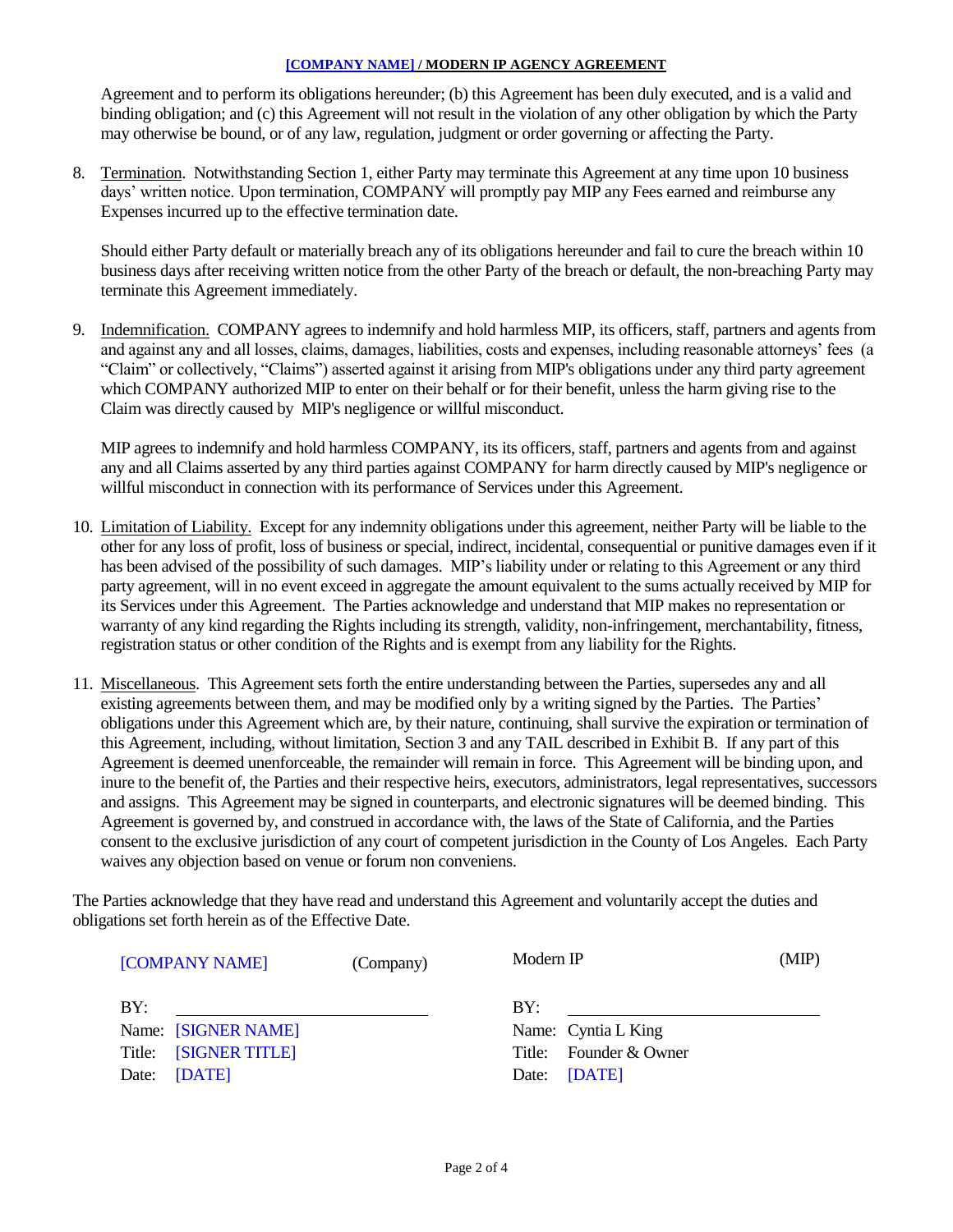Agreement and to perform its obligations hereunder; (b) this Agreement has been duly executed, and is a valid and binding obligation; and (c) this Agreement will not result in the violation of any other obligation by which the Party may otherwise be bound, or of any law, regulation, judgment or order governing or affecting the Party.

8. Termination. Notwithstanding Section 1, either Party may terminate this Agreement at any time upon 10 business days' written notice. Upon termination, COMPANY will promptly pay MIP any Fees earned and reimburse any Expenses incurred up to the effective termination date.

   Should either Party default or materially breach any of its obligations hereunder and fail to cure the breach within 10 business days after receiving written notice from the other Party of the breach or default, the non-breaching Party may terminate this Agreement immediately.

9. Indemnification. COMPANY agrees to indemnify and hold harmless MIP, its officers, staff, partners and agents from and against any and all losses, claims, damages, liabilities, costs and expenses, including reasonable attorneys' fees (a "Claim" or collectively, "Claims") asserted against it arising from MIP's obligations under any third party agreement which COMPANY authorized MIP to enter on their behalf or for their benefit, unless the harm giving rise to the Claim was directly caused by MIP's negligence or willful misconduct.

   MIP agrees to indemnify and hold harmless COMPANY, its its officers, staff, partners and agents from and against any and all Claims asserted by any third parties against COMPANY for harm directly caused by MIP's negligence or willful misconduct in connection with its performance of Services under this Agreement.

10. Limitation of Liability. Except for any indemnity obligations under this agreement, neither Party will be liable to the other for any loss of profit, loss of business or special, indirect, incidental, consequential or punitive damages even if it has been advised of the possibility of such damages. MIP's liability under or relating to this Agreement or any third party agreement, will in no event exceed in aggregate the amount equivalent to the sums actually received by MIP for its Services under this Agreement. The Parties acknowledge and understand that MIP makes no representation or warranty of any kind regarding the Rights including its strength, validity, non-infringement, merchantability, fitness, registration status or other condition of the Rights and is exempt from any liability for the Rights.

11. Miscellaneous. This Agreement sets forth the entire understanding between the Parties, supersedes any and all existing agreements between them, and may be modified only by a writing signed by the Parties. The Parties' obligations under this Agreement which are, by their nature, continuing, shall survive the expiration or termination of this Agreement, including, without limitation, Section 3 and any TAIL described in Exhibit B. If any part of this Agreement is deemed unenforceable, the remainder will remain in force. This Agreement will be binding upon, and inure to the benefit of, the Parties and their respective heirs, executors, administrators, legal representatives, successors and assigns. This Agreement may be signed in counterparts, and electronic signatures will be deemed binding. This Agreement is governed by, and construed in accordance with, the laws of the State of California, and the Parties consent to the exclusive jurisdiction of any court of competent jurisdiction in the County of Los Angeles. Each Party waives any objection based on venue or forum non conveniens.

The Parties acknowledge that they have read and understand this Agreement and voluntarily accept the duties and obligations set forth herein as of the Effective Date.

| [COMPANY NAME] (Company) | Modern IP (MIP) |
|---|---|
| BY: ______________________ | BY: ______________________ |
| Name: [SIGNER NAME] | Name: Cyntia L King |
| Title: [SIGNER TITLE] | Title: Founder & Owner |
| Date: [DATE] | Date: [DATE] |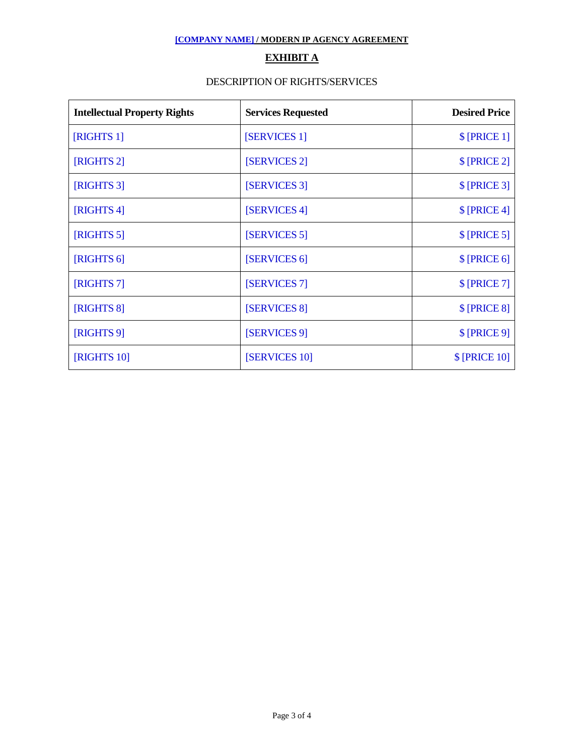# EXHIBIT A

DESCRIPTION OF RIGHTS/SERVICES

| Intellectual Property Rights | Services Requested | Desired Price |
|---|---|---:|
| [RIGHTS 1] | [SERVICES 1] | $ [PRICE 1] |
| [RIGHTS 2] | [SERVICES 2] | $ [PRICE 2] |
| [RIGHTS 3] | [SERVICES 3] | $ [PRICE 3] |
| [RIGHTS 4] | [SERVICES 4] | $ [PRICE 4] |
| [RIGHTS 5] | [SERVICES 5] | $ [PRICE 5] |
| [RIGHTS 6] | [SERVICES 6] | $ [PRICE 6] |
| [RIGHTS 7] | [SERVICES 7] | $ [PRICE 7] |
| [RIGHTS 8] | [SERVICES 8] | $ [PRICE 8] |
| [RIGHTS 9] | [SERVICES 9] | $ [PRICE 9] |
| [RIGHTS 10] | [SERVICES 10] | $ [PRICE 10] |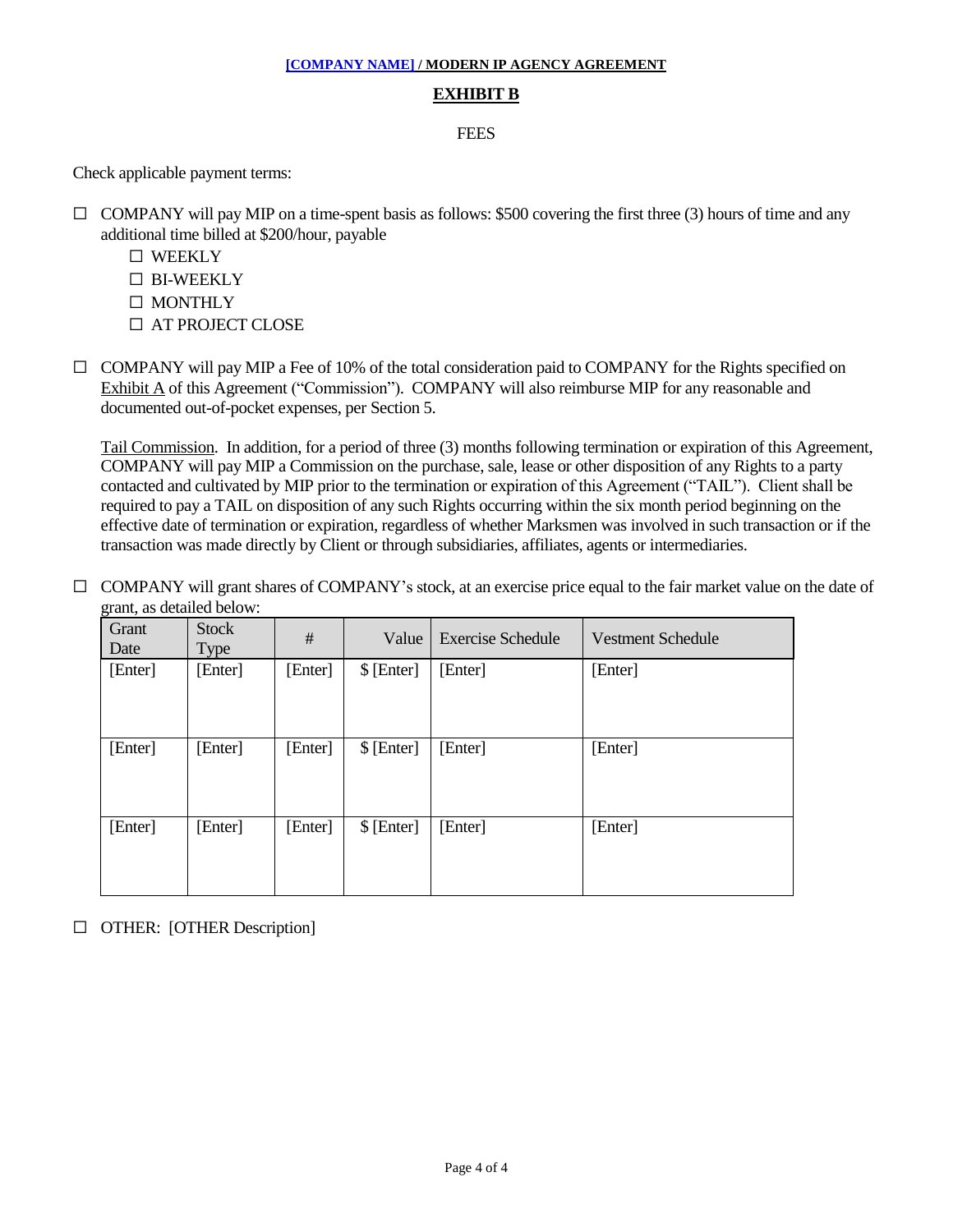## EXHIBIT B

FEES

Check applicable payment terms:

☐ COMPANY will pay MIP on a time-spent basis as follows: $500 covering the first three (3) hours of time and any additional time billed at $200/hour, payable

- ☐ WEEKLY
- ☐ BI-WEEKLY
- ☐ MONTHLY
- ☐ AT PROJECT CLOSE

☐ COMPANY will pay MIP a Fee of 10% of the total consideration paid to COMPANY for the Rights specified on Exhibit A of this Agreement ("Commission"). COMPANY will also reimburse MIP for any reasonable and documented out-of-pocket expenses, per Section 5.

Tail Commission. In addition, for a period of three (3) months following termination or expiration of this Agreement, COMPANY will pay MIP a Commission on the purchase, sale, lease or other disposition of any Rights to a party contacted and cultivated by MIP prior to the termination or expiration of this Agreement ("TAIL"). Client shall be required to pay a TAIL on disposition of any such Rights occurring within the six month period beginning on the effective date of termination or expiration, regardless of whether Marksmen was involved in such transaction or if the transaction was made directly by Client or through subsidiaries, affiliates, agents or intermediaries.

☐ COMPANY will grant shares of COMPANY's stock, at an exercise price equal to the fair market value on the date of grant, as detailed below:

| Grant Date | Stock Type | # | Value | Exercise Schedule | Vestment Schedule |
|---|---|---|---|---|---|
| [Enter] | [Enter] | [Enter] | $ [Enter] | [Enter] | [Enter] |
| [Enter] | [Enter] | [Enter] | $ [Enter] | [Enter] | [Enter] |
| [Enter] | [Enter] | [Enter] | $ [Enter] | [Enter] | [Enter] |

☐ OTHER: [OTHER Description]